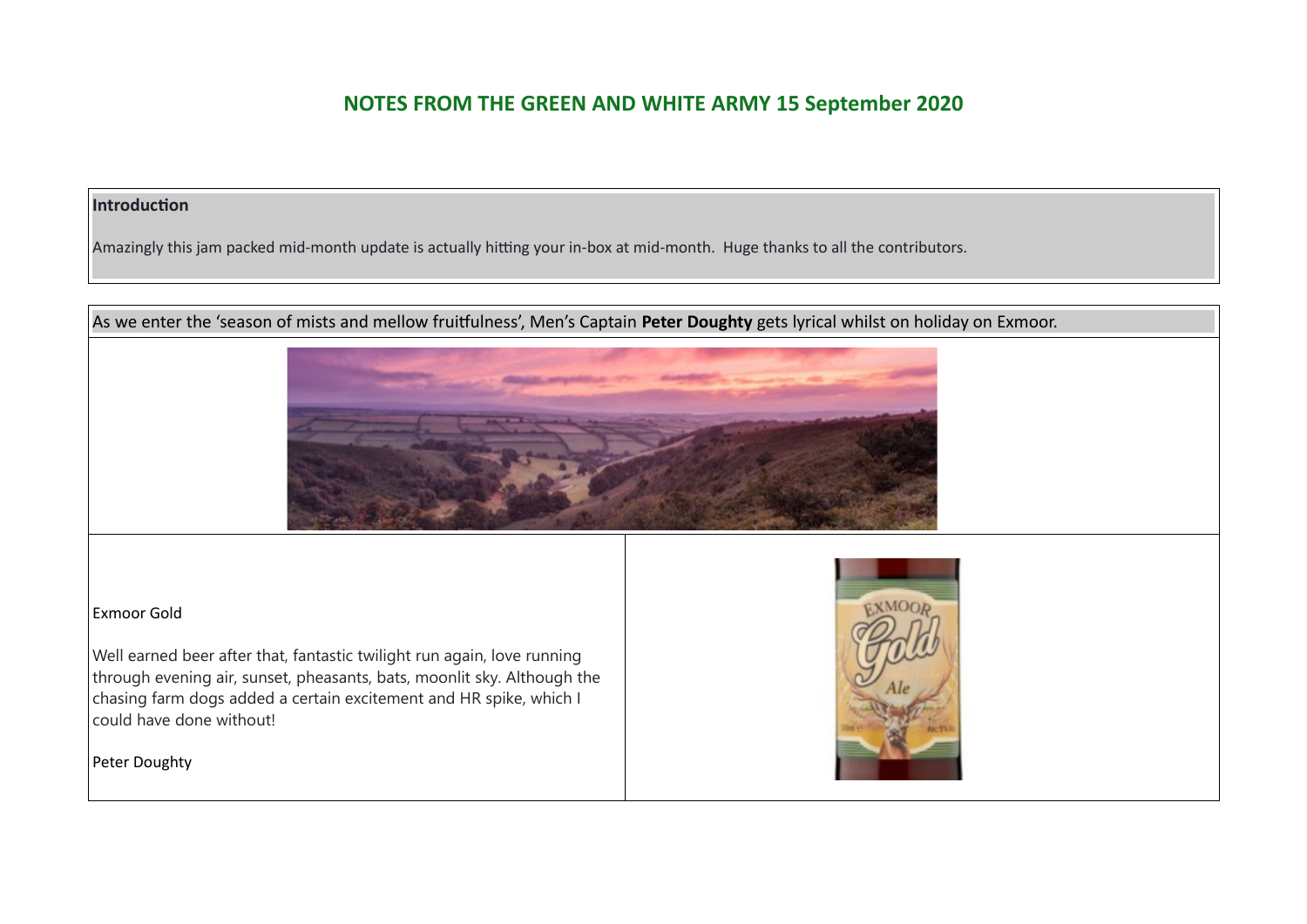# NOTES FROM THE GREEN AND WHITE ARMY 15 September 2020

**Introduction**

Amazingly this jam packed mid-month update is actually hitting your in-box at mid-month. Huge thanks to all the contributors.

As we enter the 'season of mists and mellow fruitfulness', Men's Captain **Peter Doughty** gets lyrical whilst on holiday on Exmoor.

Exmoor Gold

Well earned beer after that, fantastic twilight run again, love running through evening air, sunset, pheasants, bats, moonlit sky. Although the chasing farm dogs added a certain excitement and HR spike, which I could have done without!

Peter Doughty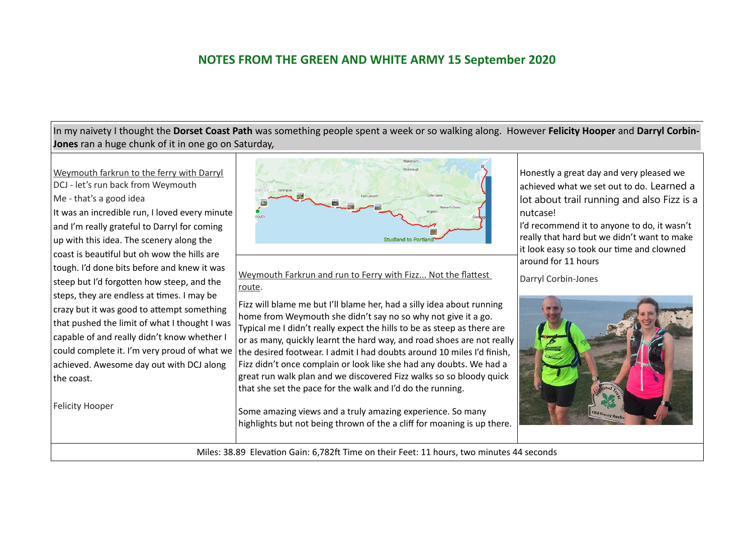## NOTES FROM THE GREEN AND WHITE ARMY 15 September 2020

In my naivety I thought the **Dorset Coast Path** was something people spent a week or so walking along. However **Felicity Hooper** and **Darryl Corbin-Jones** ran a huge chunk of it in one go on Saturday,

Weymouth farkrun to the ferry with Darryl

DCJ - let's run back from Weymouth

Me - that's a good idea

It was an incredible run, I loved every minute and I'm really grateful to Darryl for coming up with this idea. The scenery along the coast is beautiful but oh wow the hills are tough. I'd done bits before and knew it was steep but I'd forgotten how steep, and the steps, they are endless at times. I may be crazy but it was good to attempt something that pushed the limit of what I thought I was capable of and really didn't know whether I could complete it. I'm very proud of what we achieved. Awesome day out with DCJ along the coast.

Felicity Hooper

Studland to Portland

Weymouth Farkrun and run to Ferry with Fizz... Not the flattest route.

Fizz will blame me but I'll blame her, had a silly idea about running home from Weymouth she didn't say no so why not give it a go. Typical me I didn't really expect the hills to be as steep as there are or as many, quickly learnt the hard way, and road shoes are not really the desired footwear. I admit I had doubts around 10 miles I'd finish, Fizz didn't once complain or look like she had any doubts. We had a great run walk plan and we discovered Fizz walks so so bloody quick that she set the pace for the walk and I'd do the running.

Some amazing views and a truly amazing experience. So many highlights but not being thrown of the a cliff for moaning is up there.

Honestly a great day and very pleased we achieved what we set out to do. Learned a lot about trail running and also Fizz is a nutcase!

I'd recommend it to anyone to do, it wasn't really that hard but we didn't want to make it look easy so took our time and clowned around for 11 hours

Darryl Corbin-Jones

Miles: 38.89 Elevation Gain: 6,782ft Time on their Feet: 11 hours, two minutes 44 seconds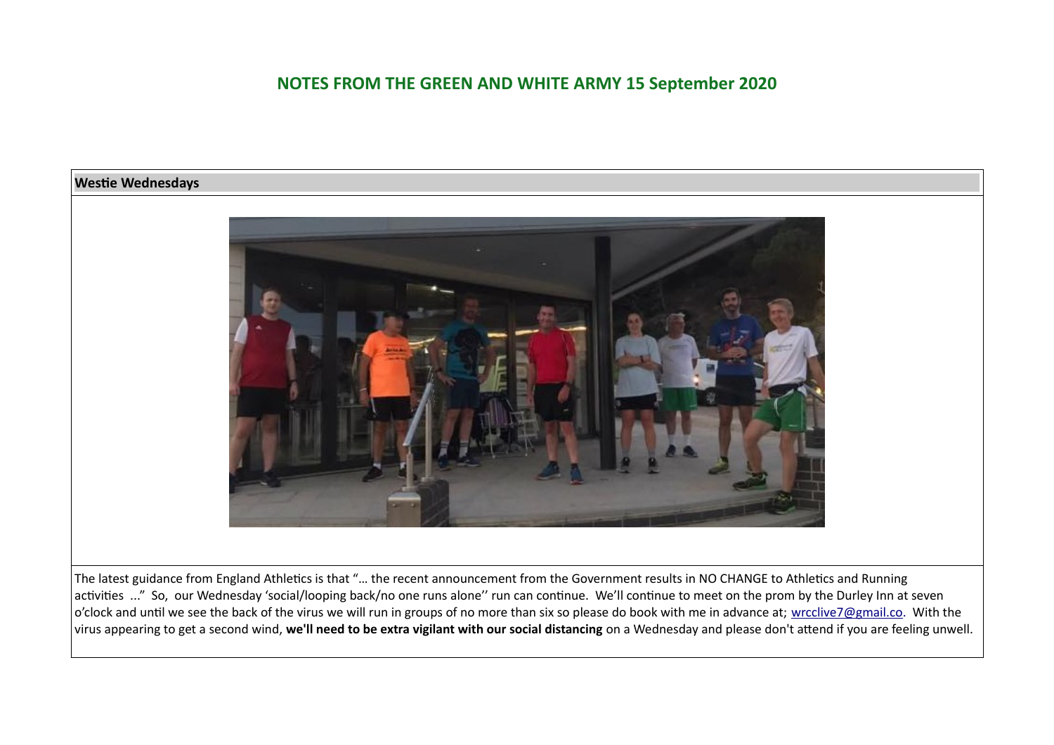## NOTES FROM THE GREEN AND WHITE ARMY 15 September 2020

**Westie Wednesdays**

The latest guidance from England Athletics is that "… the recent announcement from the Government results in NO CHANGE to Athletics and Running activities ..." So, our Wednesday 'social/looping back/no one runs alone'' run can continue. We'll continue to meet on the prom by the Durley Inn at seven o'clock and until we see the back of the virus we will run in groups of no more than six so please do book with me in advance at; wrcclive7@gmail.co. With the virus appearing to get a second wind, **we'll need to be extra vigilant with our social distancing** on a Wednesday and please don't attend if you are feeling unwell.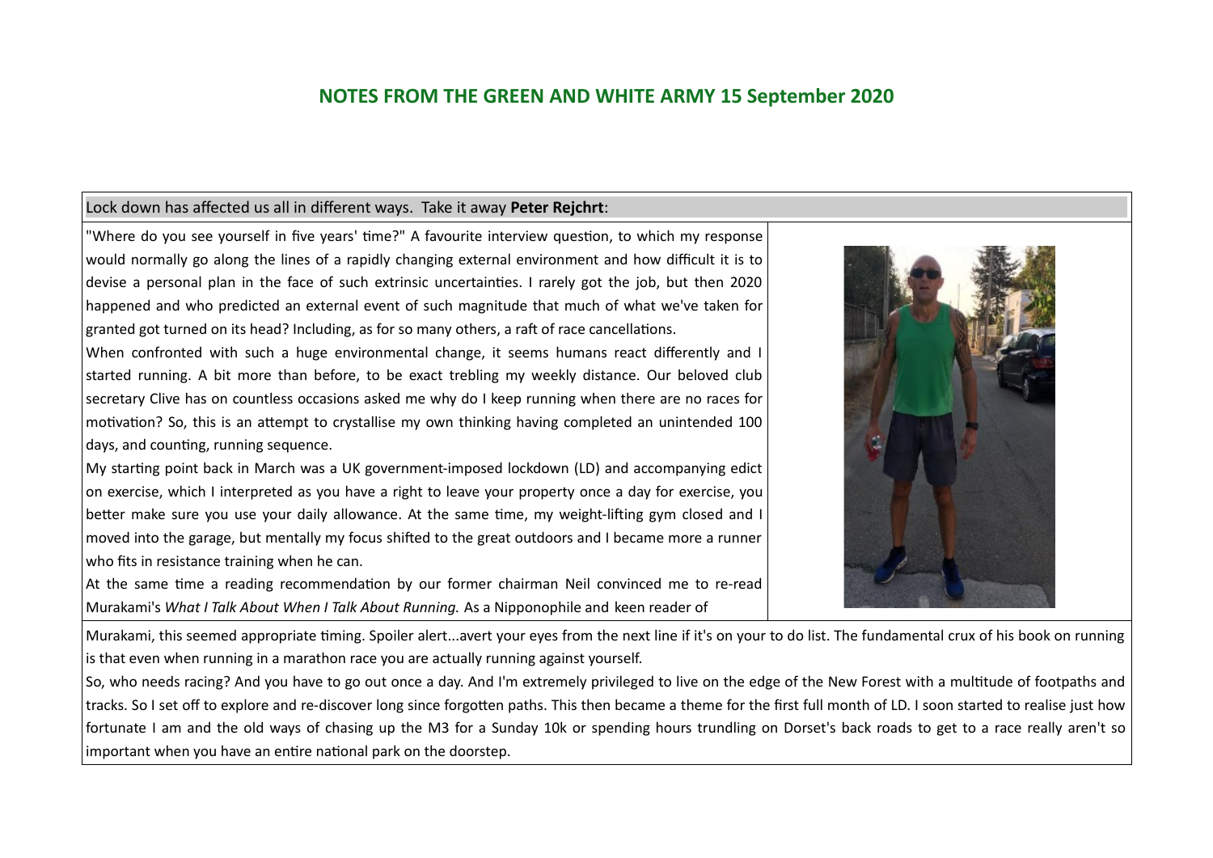## NOTES FROM THE GREEN AND WHITE ARMY 15 September 2020

Lock down has affected us all in different ways. Take it away **Peter Rejchrt**:

"Where do you see yourself in five years' time?" A favourite interview question, to which my response would normally go along the lines of a rapidly changing external environment and how difficult it is to devise a personal plan in the face of such extrinsic uncertainties. I rarely got the job, but then 2020 happened and who predicted an external event of such magnitude that much of what we've taken for granted got turned on its head? Including, as for so many others, a raft of race cancellations.

When confronted with such a huge environmental change, it seems humans react differently and I started running. A bit more than before, to be exact trebling my weekly distance. Our beloved club secretary Clive has on countless occasions asked me why do I keep running when there are no races for motivation? So, this is an attempt to crystallise my own thinking having completed an unintended 100 days, and counting, running sequence.

My starting point back in March was a UK government-imposed lockdown (LD) and accompanying edict on exercise, which I interpreted as you have a right to leave your property once a day for exercise, you better make sure you use your daily allowance. At the same time, my weight-lifting gym closed and I moved into the garage, but mentally my focus shifted to the great outdoors and I became more a runner who fits in resistance training when he can.

At the same time a reading recommendation by our former chairman Neil convinced me to re-read Murakami's *What I Talk About When I Talk About Running.* As a Nipponophile and keen reader of Murakami, this seemed appropriate timing. Spoiler alert...avert your eyes from the next line if it's on your to do list. The fundamental crux of his book on running is that even when running in a marathon race you are actually running against yourself.

So, who needs racing? And you have to go out once a day. And I'm extremely privileged to live on the edge of the New Forest with a multitude of footpaths and tracks. So I set off to explore and re-discover long since forgotten paths. This then became a theme for the first full month of LD. I soon started to realise just how fortunate I am and the old ways of chasing up the M3 for a Sunday 10k or spending hours trundling on Dorset's back roads to get to a race really aren't so important when you have an entire national park on the doorstep.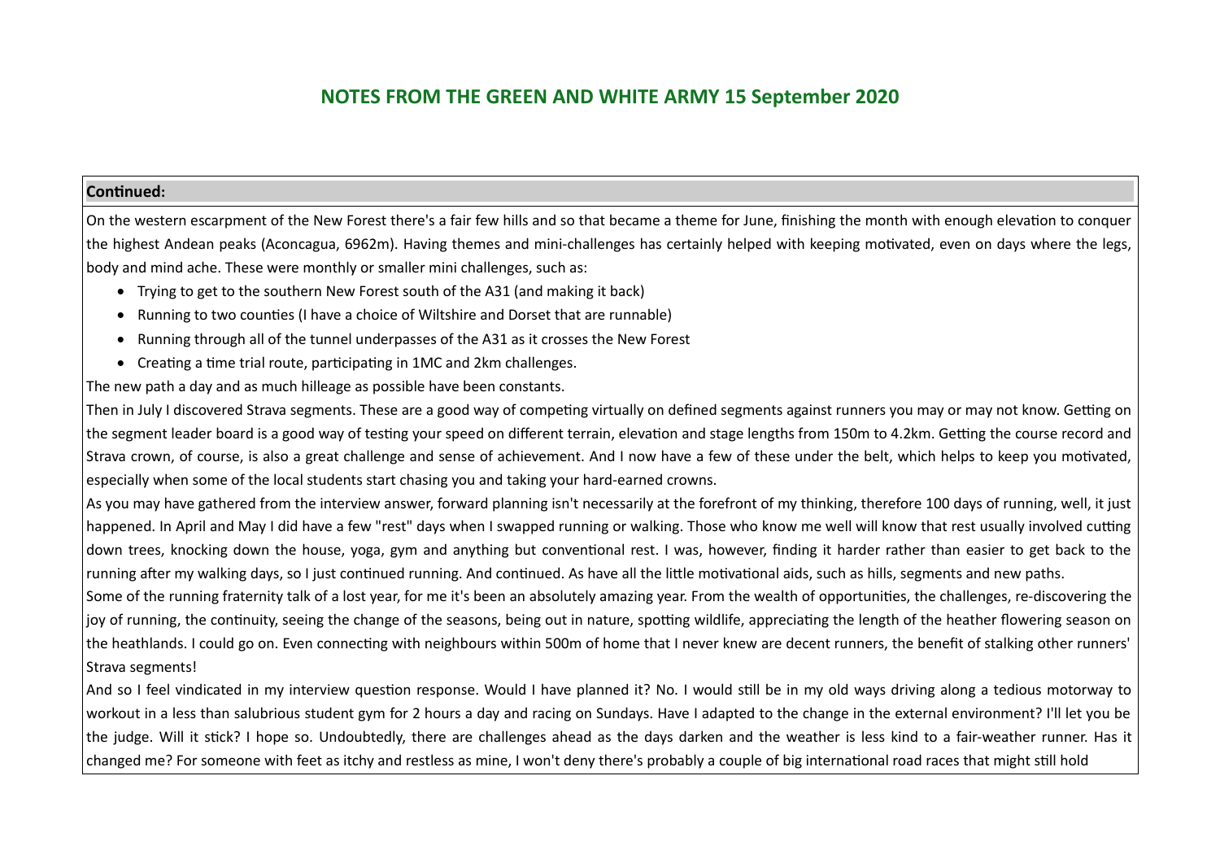## NOTES FROM THE GREEN AND WHITE ARMY 15 September 2020

**Continued:**

On the western escarpment of the New Forest there's a fair few hills and so that became a theme for June, finishing the month with enough elevation to conquer the highest Andean peaks (Aconcagua, 6962m). Having themes and mini-challenges has certainly helped with keeping motivated, even on days where the legs, body and mind ache. These were monthly or smaller mini challenges, such as:

- Trying to get to the southern New Forest south of the A31 (and making it back)
- Running to two counties (I have a choice of Wiltshire and Dorset that are runnable)
- Running through all of the tunnel underpasses of the A31 as it crosses the New Forest
- Creating a time trial route, participating in 1MC and 2km challenges.

The new path a day and as much hilleage as possible have been constants.

Then in July I discovered Strava segments. These are a good way of competing virtually on defined segments against runners you may or may not know. Getting on the segment leader board is a good way of testing your speed on different terrain, elevation and stage lengths from 150m to 4.2km. Getting the course record and Strava crown, of course, is also a great challenge and sense of achievement. And I now have a few of these under the belt, which helps to keep you motivated, especially when some of the local students start chasing you and taking your hard-earned crowns.

As you may have gathered from the interview answer, forward planning isn't necessarily at the forefront of my thinking, therefore 100 days of running, well, it just happened. In April and May I did have a few "rest" days when I swapped running or walking. Those who know me well will know that rest usually involved cutting down trees, knocking down the house, yoga, gym and anything but conventional rest. I was, however, finding it harder rather than easier to get back to the running after my walking days, so I just continued running. And continued. As have all the little motivational aids, such as hills, segments and new paths.

Some of the running fraternity talk of a lost year, for me it's been an absolutely amazing year. From the wealth of opportunities, the challenges, re-discovering the joy of running, the continuity, seeing the change of the seasons, being out in nature, spotting wildlife, appreciating the length of the heather flowering season on the heathlands. I could go on. Even connecting with neighbours within 500m of home that I never knew are decent runners, the benefit of stalking other runners' Strava segments!

And so I feel vindicated in my interview question response. Would I have planned it? No. I would still be in my old ways driving along a tedious motorway to workout in a less than salubrious student gym for 2 hours a day and racing on Sundays. Have I adapted to the change in the external environment? I'll let you be the judge. Will it stick? I hope so. Undoubtedly, there are challenges ahead as the days darken and the weather is less kind to a fair-weather runner. Has it changed me? For someone with feet as itchy and restless as mine, I won't deny there's probably a couple of big international road races that might still hold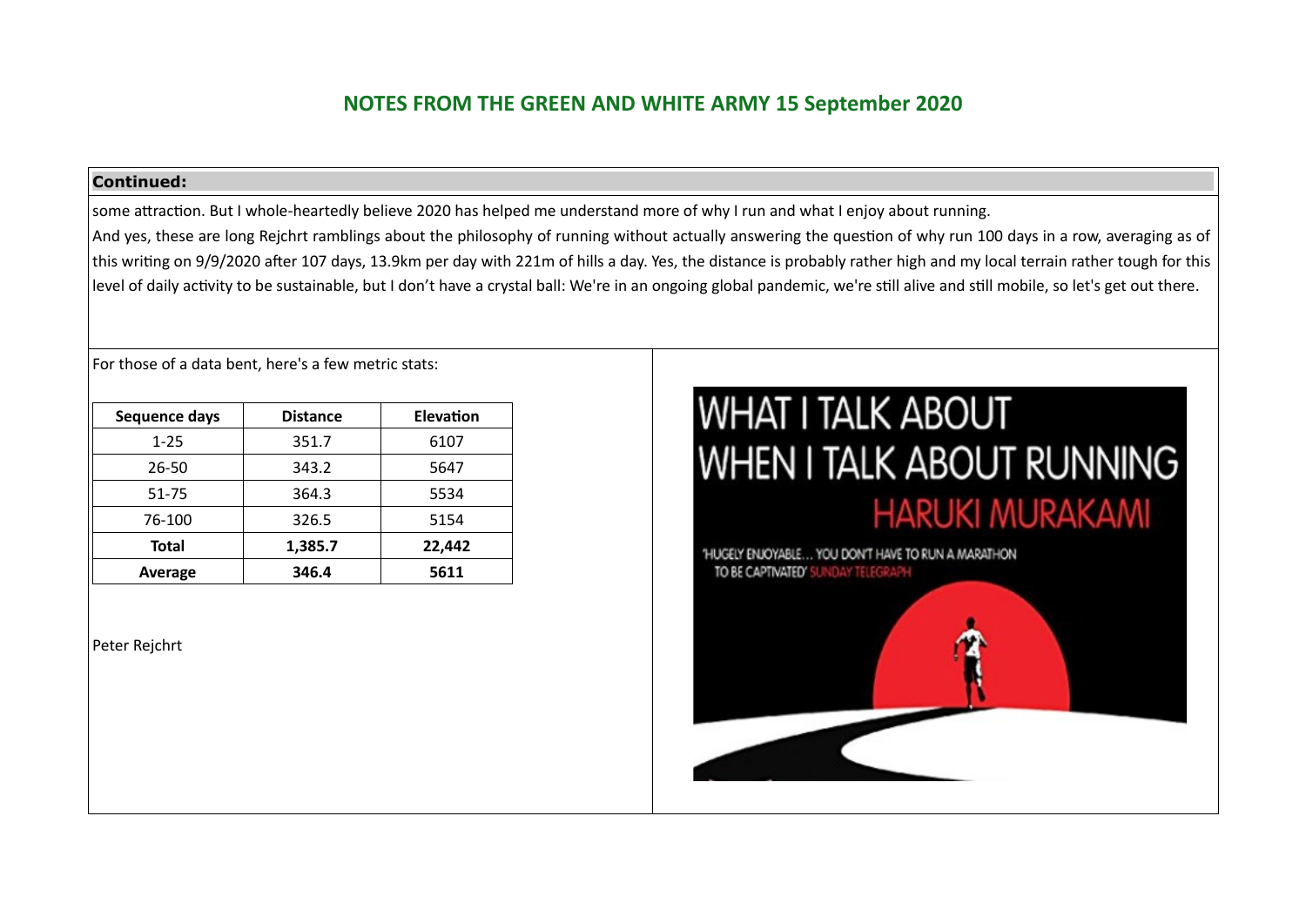## NOTES FROM THE GREEN AND WHITE ARMY 15 September 2020

**Continued:**

some attraction. But I whole-heartedly believe 2020 has helped me understand more of why I run and what I enjoy about running.

And yes, these are long Rejchrt ramblings about the philosophy of running without actually answering the question of why run 100 days in a row, averaging as of this writing on 9/9/2020 after 107 days, 13.9km per day with 221m of hills a day. Yes, the distance is probably rather high and my local terrain rather tough for this level of daily activity to be sustainable, but I don't have a crystal ball: We're in an ongoing global pandemic, we're still alive and still mobile, so let's get out there.

For those of a data bent, here's a few metric stats:

| Sequence days | Distance | Elevation |
|---|---|---|
| 1-25 | 351.7 | 6107 |
| 26-50 | 343.2 | 5647 |
| 51-75 | 364.3 | 5534 |
| 76-100 | 326.5 | 5154 |
| **Total** | **1,385.7** | **22,442** |
| **Average** | **346.4** | **5611** |

Peter Rejchrt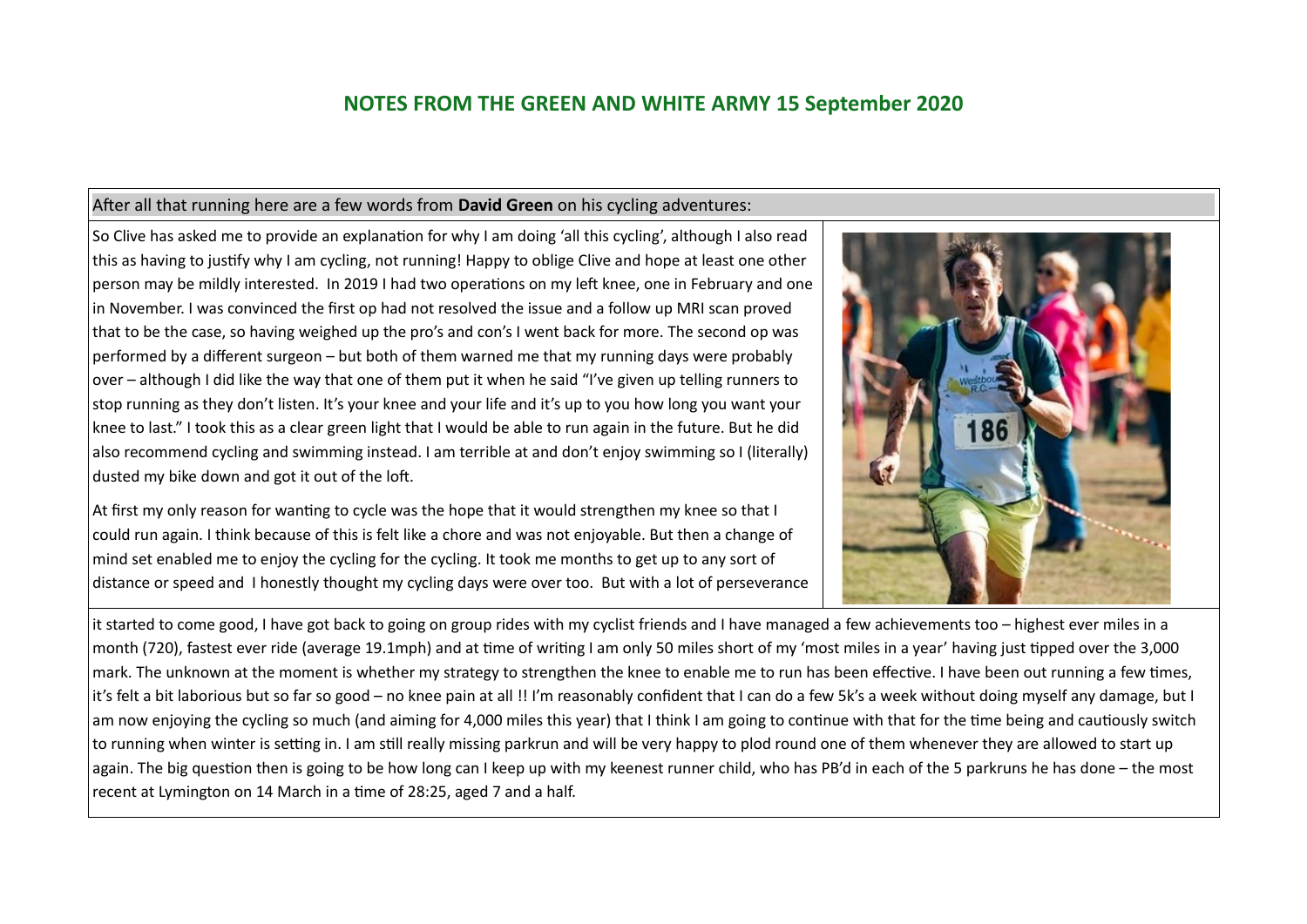## NOTES FROM THE GREEN AND WHITE ARMY 15 September 2020

After all that running here are a few words from **David Green** on his cycling adventures:

So Clive has asked me to provide an explanation for why I am doing 'all this cycling', although I also read this as having to justify why I am cycling, not running! Happy to oblige Clive and hope at least one other person may be mildly interested. In 2019 I had two operations on my left knee, one in February and one in November. I was convinced the first op had not resolved the issue and a follow up MRI scan proved that to be the case, so having weighed up the pro's and con's I went back for more. The second op was performed by a different surgeon – but both of them warned me that my running days were probably over – although I did like the way that one of them put it when he said "I've given up telling runners to stop running as they don't listen. It's your knee and your life and it's up to you how long you want your knee to last." I took this as a clear green light that I would be able to run again in the future. But he did also recommend cycling and swimming instead. I am terrible at and don't enjoy swimming so I (literally) dusted my bike down and got it out of the loft.

At first my only reason for wanting to cycle was the hope that it would strengthen my knee so that I could run again. I think because of this is felt like a chore and was not enjoyable. But then a change of mind set enabled me to enjoy the cycling for the cycling. It took me months to get up to any sort of distance or speed and I honestly thought my cycling days were over too. But with a lot of perseverance it started to come good, I have got back to going on group rides with my cyclist friends and I have managed a few achievements too – highest ever miles in a month (720), fastest ever ride (average 19.1mph) and at time of writing I am only 50 miles short of my 'most miles in a year' having just tipped over the 3,000 mark. The unknown at the moment is whether my strategy to strengthen the knee to enable me to run has been effective. I have been out running a few times, it's felt a bit laborious but so far so good – no knee pain at all !! I'm reasonably confident that I can do a few 5k's a week without doing myself any damage, but I am now enjoying the cycling so much (and aiming for 4,000 miles this year) that I think I am going to continue with that for the time being and cautiously switch to running when winter is setting in. I am still really missing parkrun and will be very happy to plod round one of them whenever they are allowed to start up again. The big question then is going to be how long can I keep up with my keenest runner child, who has PB'd in each of the 5 parkruns he has done – the most recent at Lymington on 14 March in a time of 28:25, aged 7 and a half.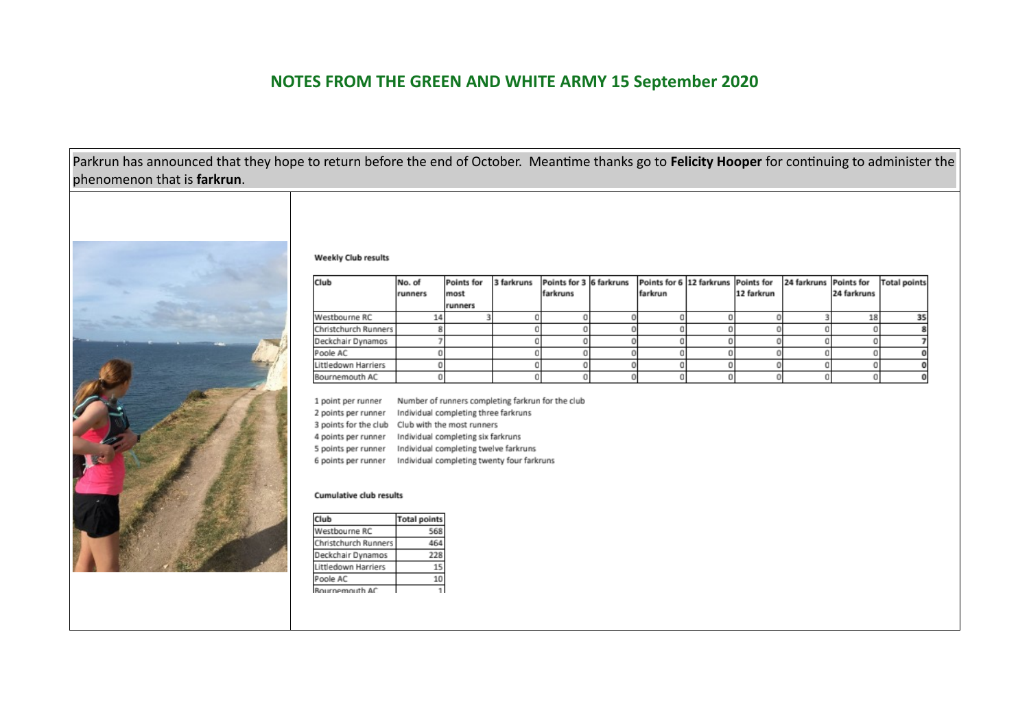## NOTES FROM THE GREEN AND WHITE ARMY 15 September 2020

Parkrun has announced that they hope to return before the end of October. Meantime thanks go to **Felicity Hooper** for continuing to administer the phenomenon that is **farkrun**.

**Weekly Club results**

| Club | No. of runners | Points for most runners | 3 farkruns | Points for 3 farkruns | 6 farkruns | Points for 6 farkrun | 12 farkruns | Points for 12 farkrun | 24 farkruns | Points for 24 farkruns | Total points |
|---|---|---|---|---|---|---|---|---|---|---|---|
| Westbourne RC | 14 | 3 | 0 | 0 | 0 | 0 | 0 | 0 | 3 | 18 | **35** |
| Christchurch Runners | 8 | | 0 | 0 | 0 | 0 | 0 | 0 | 0 | 0 | **8** |
| Deckchair Dynamos | 7 | | 0 | 0 | 0 | 0 | 0 | 0 | 0 | 0 | **7** |
| Poole AC | 0 | | 0 | 0 | 0 | 0 | 0 | 0 | 0 | 0 | **0** |
| Littledown Harriers | 0 | | 0 | 0 | 0 | 0 | 0 | 0 | 0 | 0 | **0** |
| Bournemouth AC | 0 | | 0 | 0 | 0 | 0 | 0 | 0 | 0 | 0 | **0** |

1 point per runner — Number of runners completing farkrun for the club
2 points per runner — Individual completing three farkruns
3 points for the club — Club with the most runners
4 points per runner — Individual completing six farkruns
5 points per runner — Individual completing twelve farkruns
6 points per runner — Individual completing twenty four farkruns

**Cumulative club results**

| Club | Total points |
|---|---|
| Westbourne RC | 568 |
| Christchurch Runners | 464 |
| Deckchair Dynamos | 228 |
| Littledown Harriers | 15 |
| Poole AC | 10 |
| Bournemouth AC | 1 |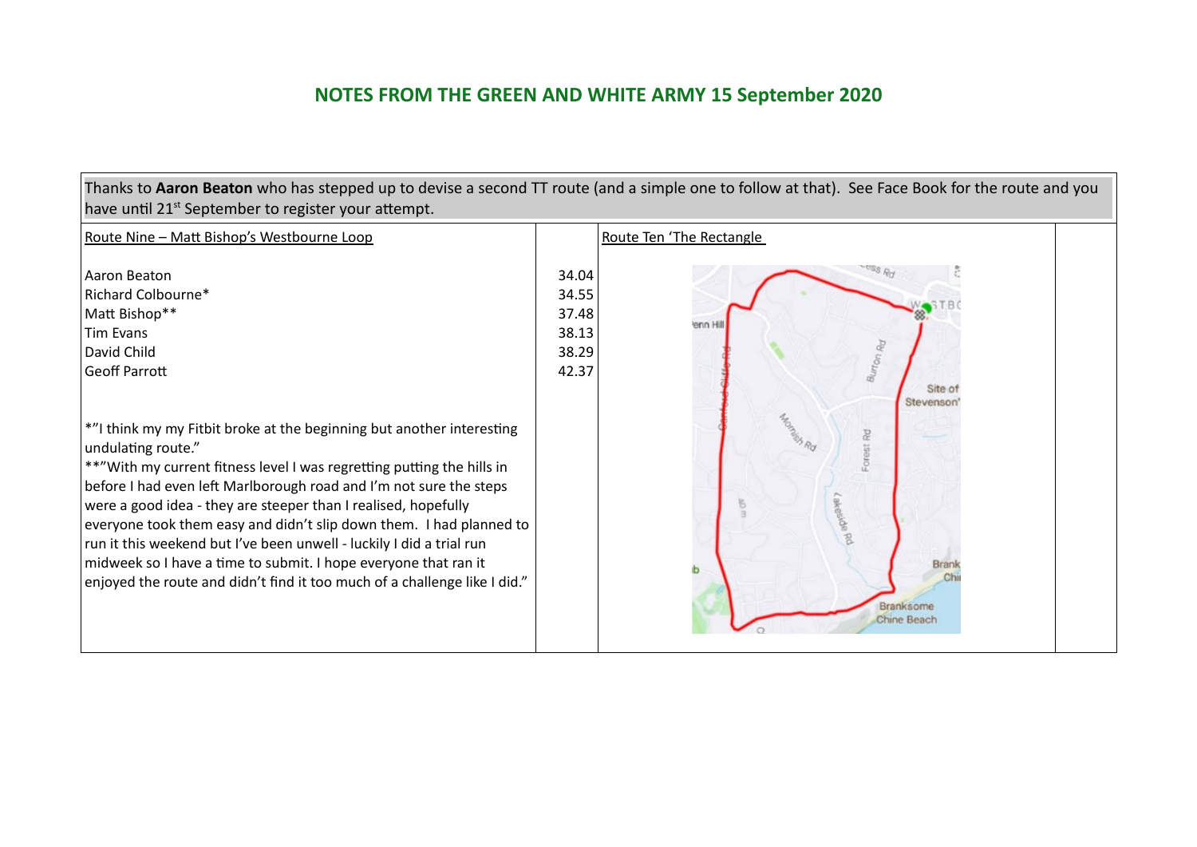## NOTES FROM THE GREEN AND WHITE ARMY 15 September 2020

Thanks to **Aaron Beaton** who has stepped up to devise a second TT route (and a simple one to follow at that). See Face Book for the route and you have until 21st September to register your attempt.

| Route Nine – Matt Bishop's Westbourne Loop | | Route Ten 'The Rectangle | |
|---|---|---|---|
| Aaron Beaton | 34.04 | | |
| Richard Colbourne* | 34.55 | | |
| Matt Bishop** | 37.48 | | |
| Tim Evans | 38.13 | | |
| David Child | 38.29 | | |
| Geoff Parrott | 42.37 | | |

*"I think my my Fitbit broke at the beginning but another interesting undulating route."

**"With my current fitness level I was regretting putting the hills in before I had even left Marlborough road and I'm not sure the steps were a good idea - they are steeper than I realised, hopefully everyone took them easy and didn't slip down them. I had planned to run it this weekend but I've been unwell - luckily I did a trial run midweek so I have a time to submit. I hope everyone that ran it enjoyed the route and didn't find it too much of a challenge like I did."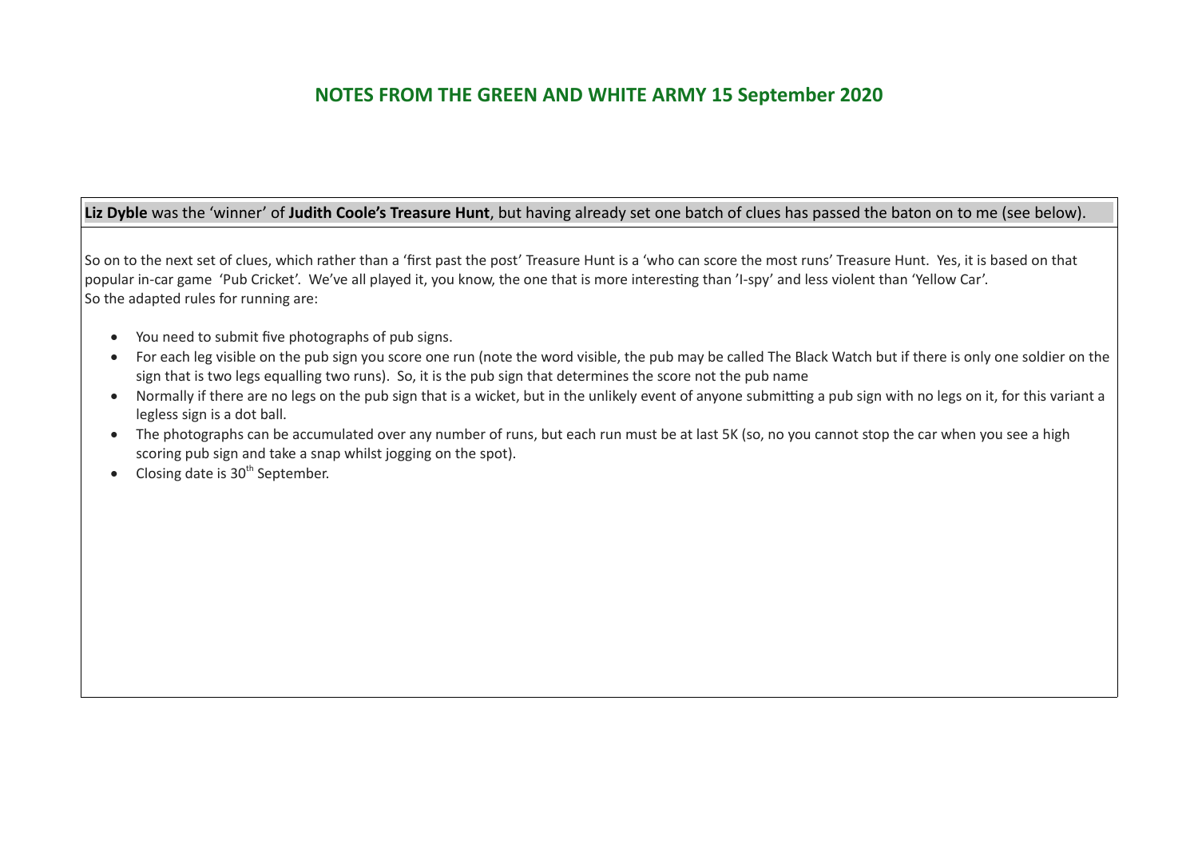## NOTES FROM THE GREEN AND WHITE ARMY 15 September 2020

**Liz Dyble** was the 'winner' of **Judith Coole's Treasure Hunt**, but having already set one batch of clues has passed the baton on to me (see below).

So on to the next set of clues, which rather than a 'first past the post' Treasure Hunt is a 'who can score the most runs' Treasure Hunt. Yes, it is based on that popular in-car game 'Pub Cricket'. We've all played it, you know, the one that is more interesting than 'I-spy' and less violent than 'Yellow Car'.
So the adapted rules for running are:

- You need to submit five photographs of pub signs.
- For each leg visible on the pub sign you score one run (note the word visible, the pub may be called The Black Watch but if there is only one soldier on the sign that is two legs equalling two runs). So, it is the pub sign that determines the score not the pub name
- Normally if there are no legs on the pub sign that is a wicket, but in the unlikely event of anyone submitting a pub sign with no legs on it, for this variant a legless sign is a dot ball.
- The photographs can be accumulated over any number of runs, but each run must be at last 5K (so, no you cannot stop the car when you see a high scoring pub sign and take a snap whilst jogging on the spot).
- Closing date is 30th September.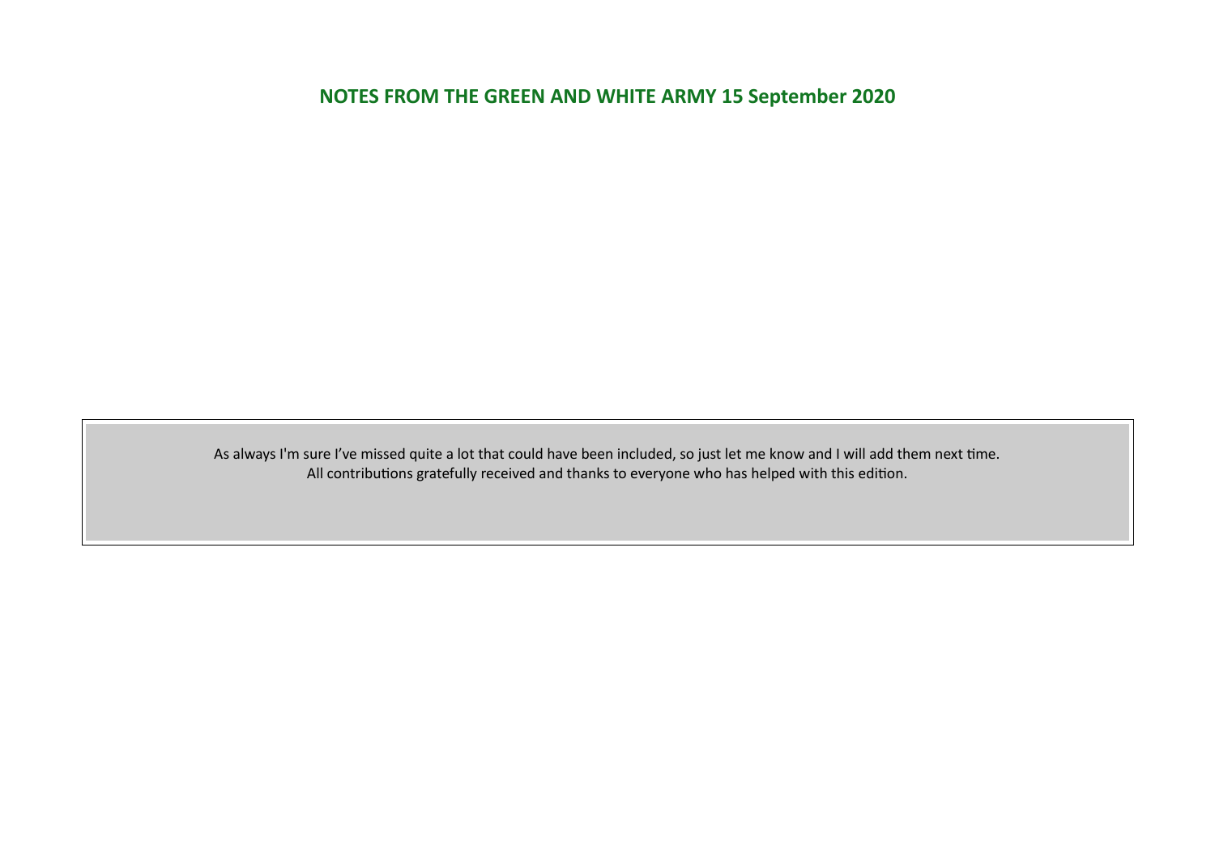## NOTES FROM THE GREEN AND WHITE ARMY 15 September 2020

As always I'm sure I've missed quite a lot that could have been included, so just let me know and I will add them next time.
All contributions gratefully received and thanks to everyone who has helped with this edition.